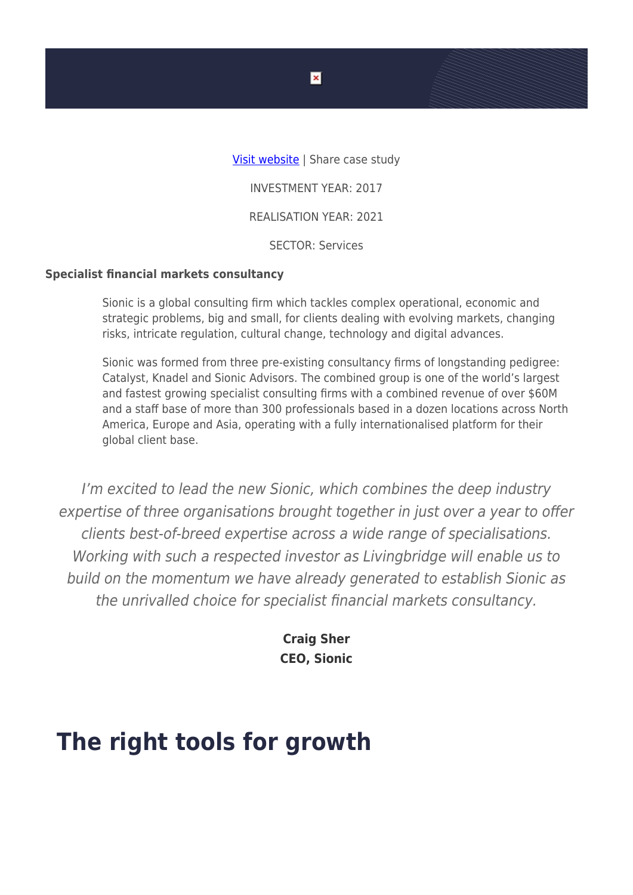[Visit website](#) | Share case study

INVESTMENT YEAR: 2017

REALISATION YEAR: 2021

SECTOR: Services

**Specialist financial markets consultancy**

> Sionic is a global consulting firm which tackles complex operational, economic and strategic problems, big and small, for clients dealing with evolving markets, changing risks, intricate regulation, cultural change, technology and digital advances.
>
> Sionic was formed from three pre-existing consultancy firms of longstanding pedigree: Catalyst, Knadel and Sionic Advisors. The combined group is one of the world's largest and fastest growing specialist consulting firms with a combined revenue of over $60M and a staff base of more than 300 professionals based in a dozen locations across North America, Europe and Asia, operating with a fully internationalised platform for their global client base.

*I'm excited to lead the new Sionic, which combines the deep industry expertise of three organisations brought together in just over a year to offer clients best-of-breed expertise across a wide range of specialisations. Working with such a respected investor as Livingbridge will enable us to build on the momentum we have already generated to establish Sionic as the unrivalled choice for specialist financial markets consultancy.*

**Craig Sher**
**CEO, Sionic**

# The right tools for growth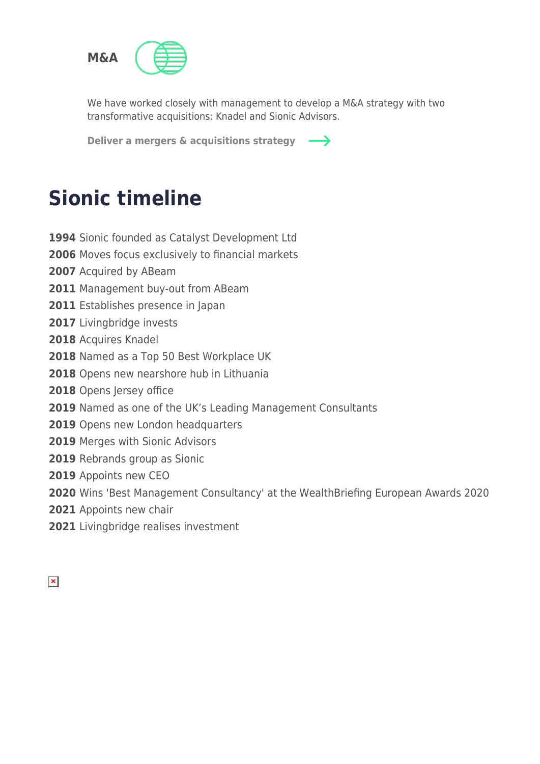### M&A

We have worked closely with management to develop a M&A strategy with two transformative acquisitions: Knadel and Sionic Advisors.

**Deliver a mergers & acquisitions strategy**

# Sionic timeline

**1994** Sionic founded as Catalyst Development Ltd
**2006** Moves focus exclusively to financial markets
**2007** Acquired by ABeam
**2011** Management buy-out from ABeam
**2011** Establishes presence in Japan
**2017** Livingbridge invests
**2018** Acquires Knadel
**2018** Named as a Top 50 Best Workplace UK
**2018** Opens new nearshore hub in Lithuania
**2018** Opens Jersey office
**2019** Named as one of the UK's Leading Management Consultants
**2019** Opens new London headquarters
**2019** Merges with Sionic Advisors
**2019** Rebrands group as Sionic
**2019** Appoints new CEO
**2020** Wins 'Best Management Consultancy' at the WealthBriefing European Awards 2020
**2021** Appoints new chair
**2021** Livingbridge realises investment